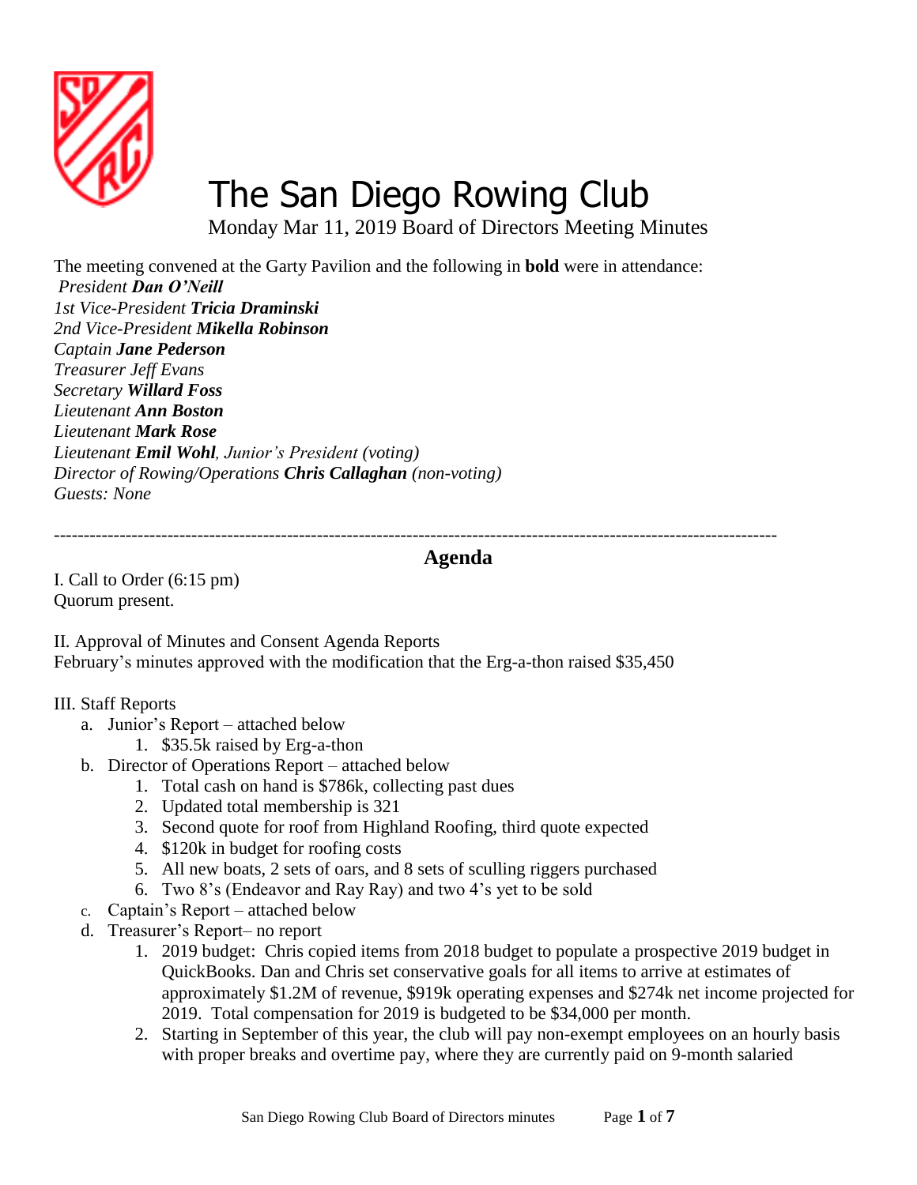# The San Diego Rowing Club

Monday Mar 11, 2019 Board of Directors Meeting Minutes

The meeting convened at the Garty Pavilion and the following in **bold** were in attendance:

*President **Dan O'Neill***  
*1st Vice-President **Tricia Draminski***  
*2nd Vice-President **Mikella Robinson***  
*Captain **Jane Pederson***  
*Treasurer Jeff Evans*  
*Secretary **Willard Foss***  
*Lieutenant **Ann Boston***  
*Lieutenant **Mark Rose***  
*Lieutenant **Emil Wohl**, Junior's President (voting)*  
*Director of Rowing/Operations **Chris Callaghan** (non-voting)*  
*Guests: None*

---

## Agenda

I. Call to Order (6:15 pm)  
Quorum present.

II. Approval of Minutes and Consent Agenda Reports  
February's minutes approved with the modification that the Erg-a-thon raised $35,450

III. Staff Reports

a. Junior's Report – attached below
   1. $35.5k raised by Erg-a-thon

b. Director of Operations Report – attached below
   1. Total cash on hand is $786k, collecting past dues
   2. Updated total membership is 321
   3. Second quote for roof from Highland Roofing, third quote expected
   4. $120k in budget for roofing costs
   5. All new boats, 2 sets of oars, and 8 sets of sculling riggers purchased
   6. Two 8's (Endeavor and Ray Ray) and two 4's yet to be sold

c. Captain's Report – attached below

d. Treasurer's Report– no report
   1. 2019 budget: Chris copied items from 2018 budget to populate a prospective 2019 budget in QuickBooks. Dan and Chris set conservative goals for all items to arrive at estimates of approximately $1.2M of revenue, $919k operating expenses and $274k net income projected for 2019. Total compensation for 2019 is budgeted to be $34,000 per month.
   2. Starting in September of this year, the club will pay non-exempt employees on an hourly basis with proper breaks and overtime pay, where they are currently paid on 9-month salaried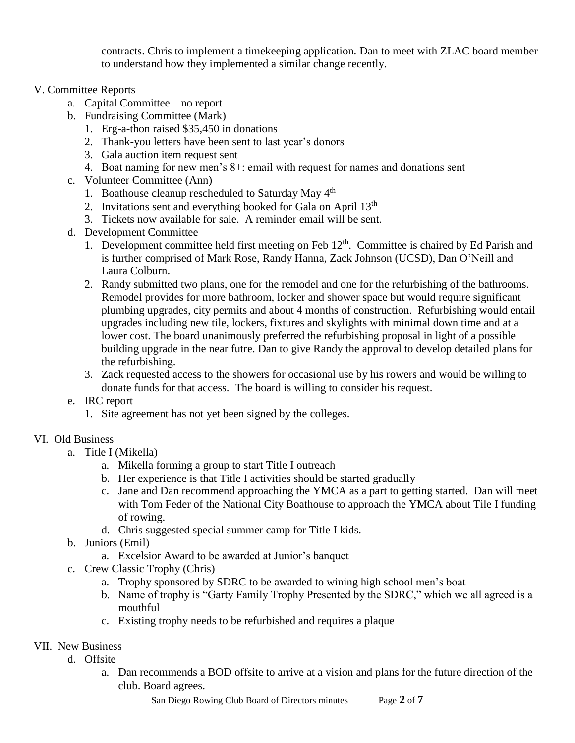contracts. Chris to implement a timekeeping application. Dan to meet with ZLAC board member to understand how they implemented a similar change recently.

V. Committee Reports

  a. Capital Committee – no report
  b. Fundraising Committee (Mark)
     1. Erg-a-thon raised $35,450 in donations
     2. Thank-you letters have been sent to last year's donors
     3. Gala auction item request sent
     4. Boat naming for new men's 8+: email with request for names and donations sent
  c. Volunteer Committee (Ann)
     1. Boathouse cleanup rescheduled to Saturday May 4th
     2. Invitations sent and everything booked for Gala on April 13th
     3. Tickets now available for sale. A reminder email will be sent.
  d. Development Committee
     1. Development committee held first meeting on Feb 12th. Committee is chaired by Ed Parish and is further comprised of Mark Rose, Randy Hanna, Zack Johnson (UCSD), Dan O'Neill and Laura Colburn.
     2. Randy submitted two plans, one for the remodel and one for the refurbishing of the bathrooms. Remodel provides for more bathroom, locker and shower space but would require significant plumbing upgrades, city permits and about 4 months of construction. Refurbishing would entail upgrades including new tile, lockers, fixtures and skylights with minimal down time and at a lower cost. The board unanimously preferred the refurbishing proposal in light of a possible building upgrade in the near futre. Dan to give Randy the approval to develop detailed plans for the refurbishing.
     3. Zack requested access to the showers for occasional use by his rowers and would be willing to donate funds for that access. The board is willing to consider his request.
  e. IRC report
     1. Site agreement has not yet been signed by the colleges.

VI. Old Business

  a. Title I (Mikella)
     a. Mikella forming a group to start Title I outreach
     b. Her experience is that Title I activities should be started gradually
     c. Jane and Dan recommend approaching the YMCA as a part to getting started. Dan will meet with Tom Feder of the National City Boathouse to approach the YMCA about Tile I funding of rowing.
     d. Chris suggested special summer camp for Title I kids.
  b. Juniors (Emil)
     a. Excelsior Award to be awarded at Junior's banquet
  c. Crew Classic Trophy (Chris)
     a. Trophy sponsored by SDRC to be awarded to wining high school men's boat
     b. Name of trophy is "Garty Family Trophy Presented by the SDRC," which we all agreed is a mouthful
     c. Existing trophy needs to be refurbished and requires a plaque

VII. New Business

  d. Offsite
     a. Dan recommends a BOD offsite to arrive at a vision and plans for the future direction of the club. Board agrees.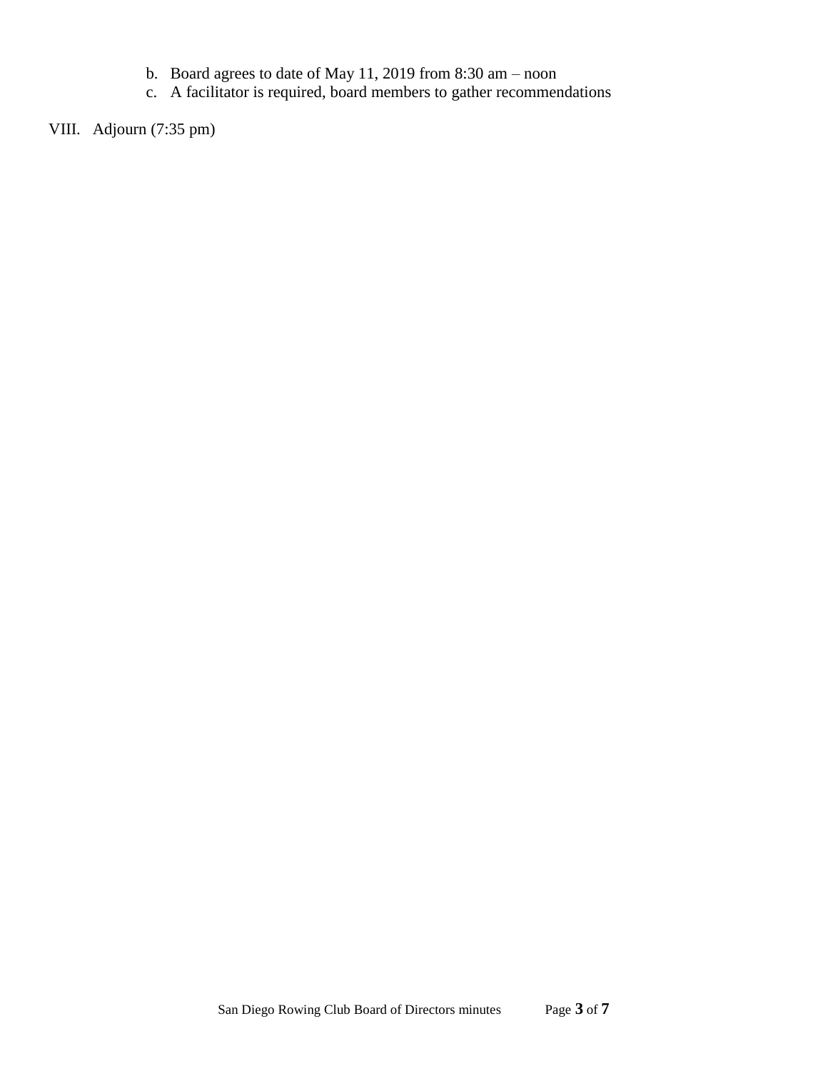b. Board agrees to date of May 11, 2019 from 8:30 am – noon
c. A facilitator is required, board members to gather recommendations

VIII. Adjourn (7:35 pm)